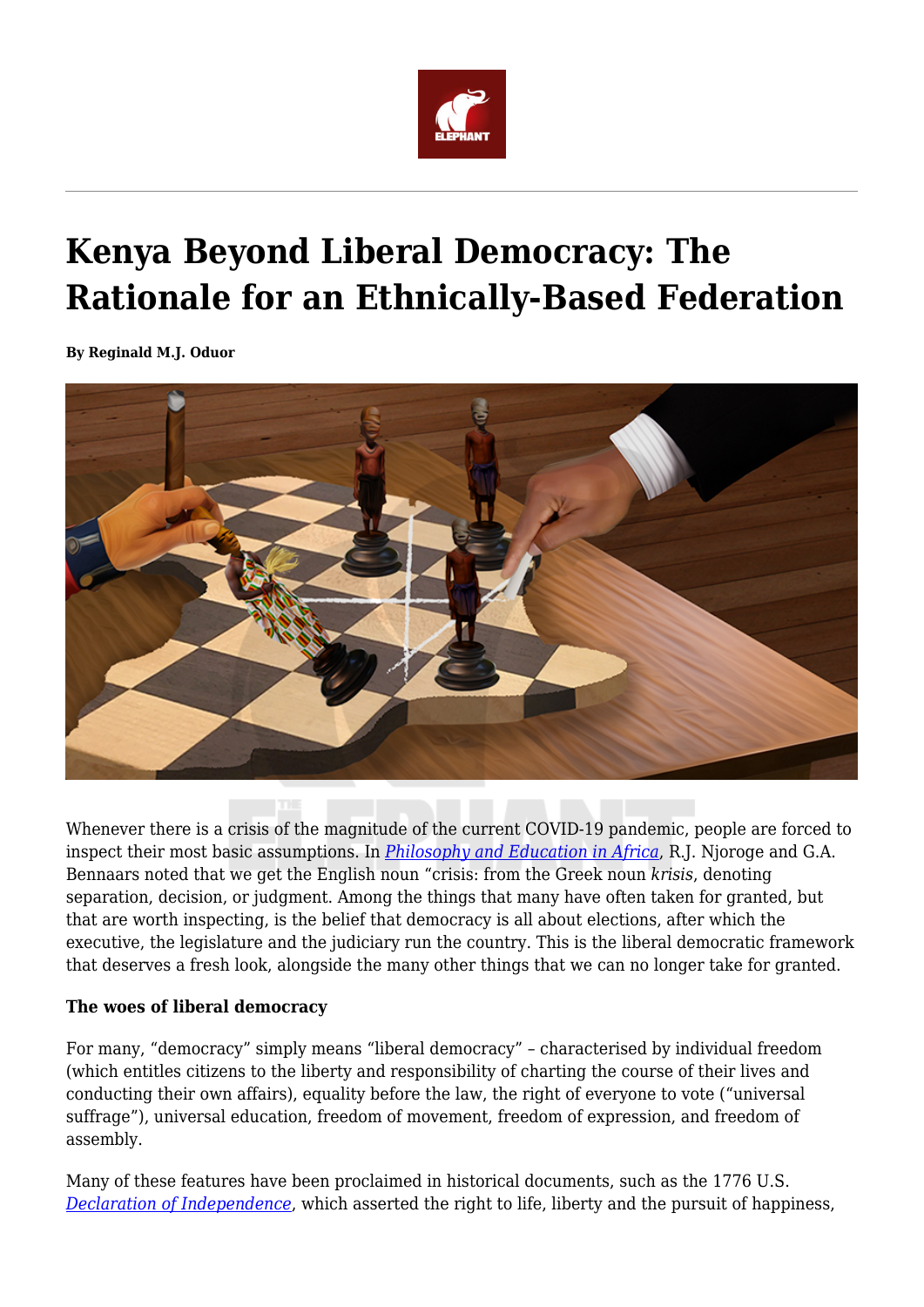# Kenya Beyond Liberal Democracy: The Rationale for an Ethnically-Based Federation

**By Reginald M.J. Oduor**

Whenever there is a crisis of the magnitude of the current COVID-19 pandemic, people are forced to inspect their most basic assumptions. In *Philosophy and Education in Africa*, R.J. Njoroge and G.A. Bennaars noted that we get the English noun "crisis: from the Greek noun *krisis*, denoting separation, decision, or judgment. Among the things that many have often taken for granted, but that are worth inspecting, is the belief that democracy is all about elections, after which the executive, the legislature and the judiciary run the country. This is the liberal democratic framework that deserves a fresh look, alongside the many other things that we can no longer take for granted.

**The woes of liberal democracy**

For many, "democracy" simply means "liberal democracy" – characterised by individual freedom (which entitles citizens to the liberty and responsibility of charting the course of their lives and conducting their own affairs), equality before the law, the right of everyone to vote ("universal suffrage"), universal education, freedom of movement, freedom of expression, and freedom of assembly.

Many of these features have been proclaimed in historical documents, such as the 1776 U.S. *Declaration of Independence*, which asserted the right to life, liberty and the pursuit of happiness,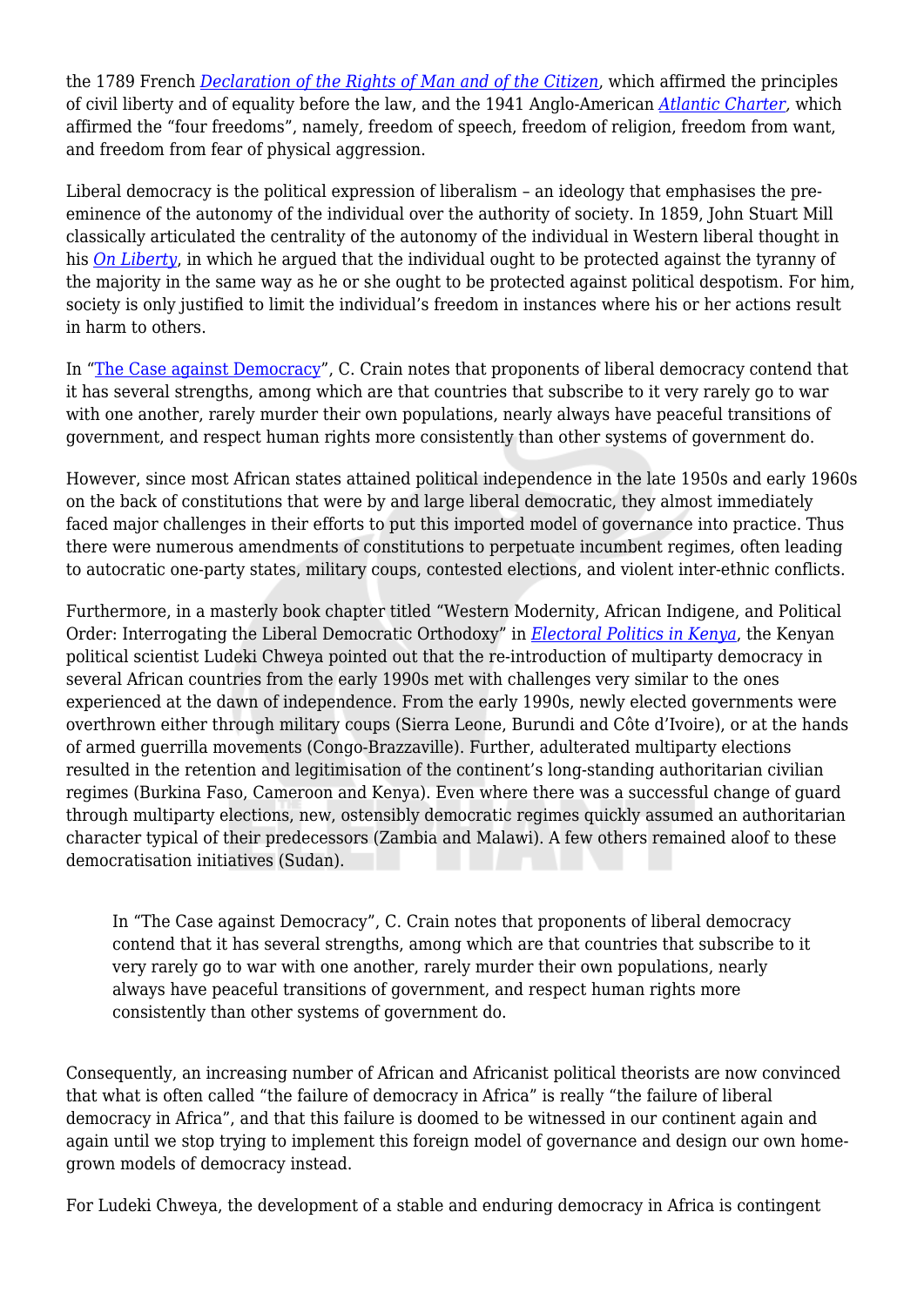the 1789 French *Declaration of the Rights of Man and of the Citizen*, which affirmed the principles of civil liberty and of equality before the law, and the 1941 Anglo-American *Atlantic Charter*, which affirmed the "four freedoms", namely, freedom of speech, freedom of religion, freedom from want, and freedom from fear of physical aggression.

Liberal democracy is the political expression of liberalism – an ideology that emphasises the pre-eminence of the autonomy of the individual over the authority of society. In 1859, John Stuart Mill classically articulated the centrality of the autonomy of the individual in Western liberal thought in his *On Liberty*, in which he argued that the individual ought to be protected against the tyranny of the majority in the same way as he or she ought to be protected against political despotism. For him, society is only justified to limit the individual's freedom in instances where his or her actions result in harm to others.

In "The Case against Democracy", C. Crain notes that proponents of liberal democracy contend that it has several strengths, among which are that countries that subscribe to it very rarely go to war with one another, rarely murder their own populations, nearly always have peaceful transitions of government, and respect human rights more consistently than other systems of government do.

However, since most African states attained political independence in the late 1950s and early 1960s on the back of constitutions that were by and large liberal democratic, they almost immediately faced major challenges in their efforts to put this imported model of governance into practice. Thus there were numerous amendments of constitutions to perpetuate incumbent regimes, often leading to autocratic one-party states, military coups, contested elections, and violent inter-ethnic conflicts.

Furthermore, in a masterly book chapter titled "Western Modernity, African Indigene, and Political Order: Interrogating the Liberal Democratic Orthodoxy" in *Electoral Politics in Kenya*, the Kenyan political scientist Ludeki Chweya pointed out that the re-introduction of multiparty democracy in several African countries from the early 1990s met with challenges very similar to the ones experienced at the dawn of independence. From the early 1990s, newly elected governments were overthrown either through military coups (Sierra Leone, Burundi and Côte d'Ivoire), or at the hands of armed guerrilla movements (Congo-Brazzaville). Further, adulterated multiparty elections resulted in the retention and legitimisation of the continent's long-standing authoritarian civilian regimes (Burkina Faso, Cameroon and Kenya). Even where there was a successful change of guard through multiparty elections, new, ostensibly democratic regimes quickly assumed an authoritarian character typical of their predecessors (Zambia and Malawi). A few others remained aloof to these democratisation initiatives (Sudan).

> In "The Case against Democracy", C. Crain notes that proponents of liberal democracy contend that it has several strengths, among which are that countries that subscribe to it very rarely go to war with one another, rarely murder their own populations, nearly always have peaceful transitions of government, and respect human rights more consistently than other systems of government do.

Consequently, an increasing number of African and Africanist political theorists are now convinced that what is often called "the failure of democracy in Africa" is really "the failure of liberal democracy in Africa", and that this failure is doomed to be witnessed in our continent again and again until we stop trying to implement this foreign model of governance and design our own home-grown models of democracy instead.

For Ludeki Chweya, the development of a stable and enduring democracy in Africa is contingent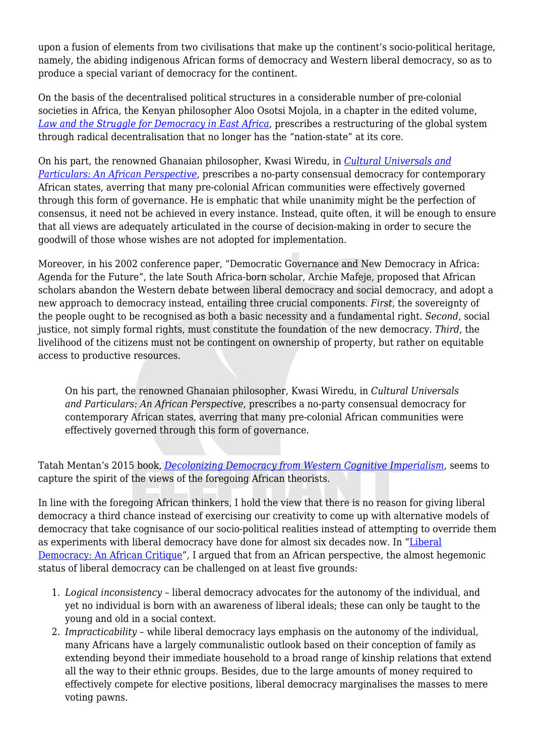upon a fusion of elements from two civilisations that make up the continent's socio-political heritage, namely, the abiding indigenous African forms of democracy and Western liberal democracy, so as to produce a special variant of democracy for the continent.

On the basis of the decentralised political structures in a considerable number of pre-colonial societies in Africa, the Kenyan philosopher Aloo Osotsi Mojola, in a chapter in the edited volume, *Law and the Struggle for Democracy in East Africa*, prescribes a restructuring of the global system through radical decentralisation that no longer has the "nation-state" at its core.

On his part, the renowned Ghanaian philosopher, Kwasi Wiredu, in *Cultural Universals and Particulars: An African Perspective*, prescribes a no-party consensual democracy for contemporary African states, averring that many pre-colonial African communities were effectively governed through this form of governance. He is emphatic that while unanimity might be the perfection of consensus, it need not be achieved in every instance. Instead, quite often, it will be enough to ensure that all views are adequately articulated in the course of decision-making in order to secure the goodwill of those whose wishes are not adopted for implementation.

Moreover, in his 2002 conference paper, "Democratic Governance and New Democracy in Africa: Agenda for the Future", the late South Africa-born scholar, Archie Mafeje, proposed that African scholars abandon the Western debate between liberal democracy and social democracy, and adopt a new approach to democracy instead, entailing three crucial components. *First*, the sovereignty of the people ought to be recognised as both a basic necessity and a fundamental right. *Second*, social justice, not simply formal rights, must constitute the foundation of the new democracy. *Third*, the livelihood of the citizens must not be contingent on ownership of property, but rather on equitable access to productive resources.

> On his part, the renowned Ghanaian philosopher, Kwasi Wiredu, in *Cultural Universals and Particulars: An African Perspective*, prescribes a no-party consensual democracy for contemporary African states, averring that many pre-colonial African communities were effectively governed through this form of governance.

Tatah Mentan's 2015 book, *Decolonizing Democracy from Western Cognitive Imperialism*, seems to capture the spirit of the views of the foregoing African theorists.

In line with the foregoing African thinkers, I hold the view that there is no reason for giving liberal democracy a third chance instead of exercising our creativity to come up with alternative models of democracy that take cognisance of our socio-political realities instead of attempting to override them as experiments with liberal democracy have done for almost six decades now. In "Liberal Democracy: An African Critique", I argued that from an African perspective, the almost hegemonic status of liberal democracy can be challenged on at least five grounds:

1. *Logical inconsistency* – liberal democracy advocates for the autonomy of the individual, and yet no individual is born with an awareness of liberal ideals; these can only be taught to the young and old in a social context.
2. *Impracticability* – while liberal democracy lays emphasis on the autonomy of the individual, many Africans have a largely communalistic outlook based on their conception of family as extending beyond their immediate household to a broad range of kinship relations that extend all the way to their ethnic groups. Besides, due to the large amounts of money required to effectively compete for elective positions, liberal democracy marginalises the masses to mere voting pawns.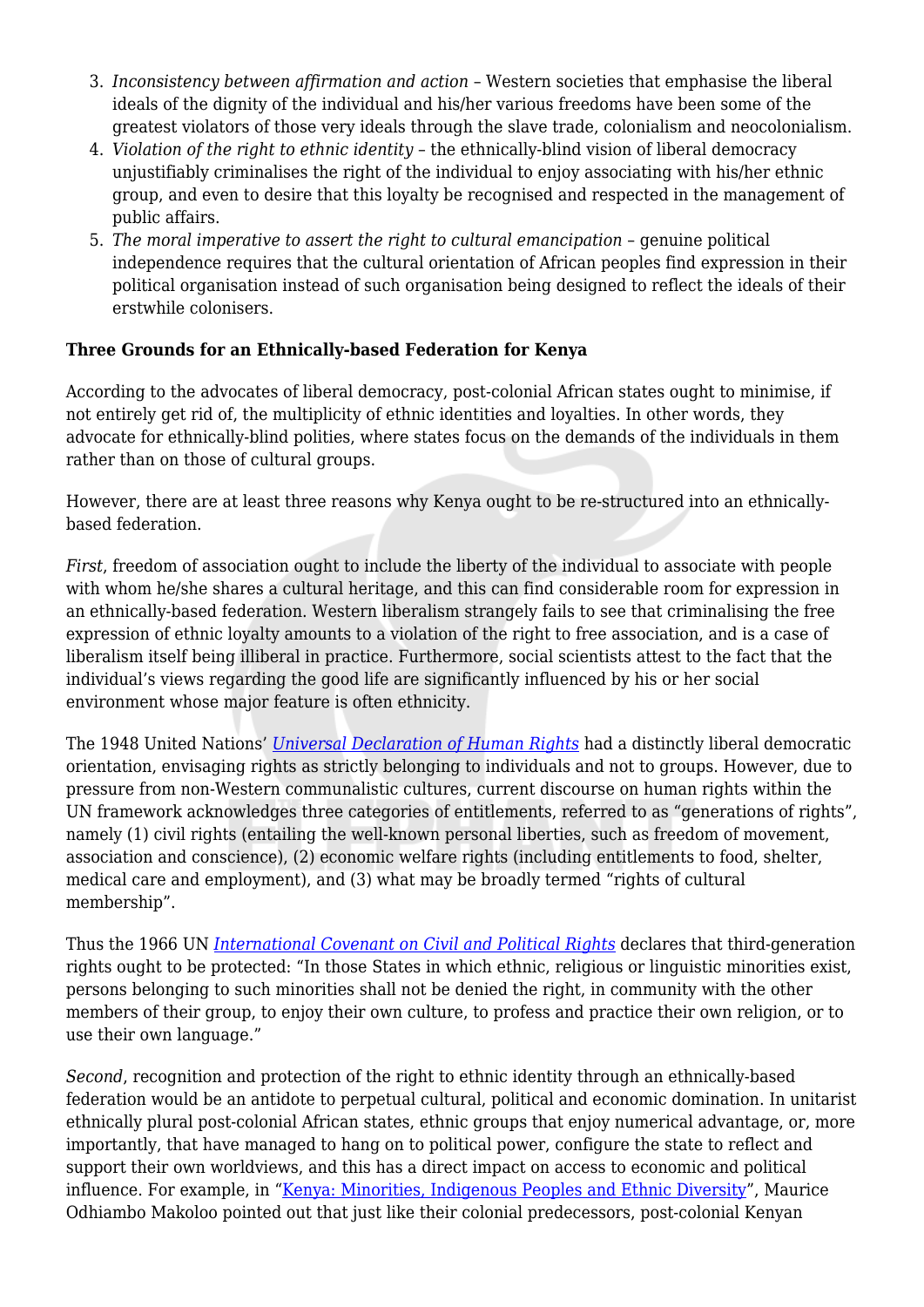3. *Inconsistency between affirmation and action* – Western societies that emphasise the liberal ideals of the dignity of the individual and his/her various freedoms have been some of the greatest violators of those very ideals through the slave trade, colonialism and neocolonialism.
4. *Violation of the right to ethnic identity* – the ethnically-blind vision of liberal democracy unjustifiably criminalises the right of the individual to enjoy associating with his/her ethnic group, and even to desire that this loyalty be recognised and respected in the management of public affairs.
5. *The moral imperative to assert the right to cultural emancipation* – genuine political independence requires that the cultural orientation of African peoples find expression in their political organisation instead of such organisation being designed to reflect the ideals of their erstwhile colonisers.

**Three Grounds for an Ethnically-based Federation for Kenya**

According to the advocates of liberal democracy, post-colonial African states ought to minimise, if not entirely get rid of, the multiplicity of ethnic identities and loyalties. In other words, they advocate for ethnically-blind polities, where states focus on the demands of the individuals in them rather than on those of cultural groups.

However, there are at least three reasons why Kenya ought to be re-structured into an ethnically-based federation.

*First*, freedom of association ought to include the liberty of the individual to associate with people with whom he/she shares a cultural heritage, and this can find considerable room for expression in an ethnically-based federation. Western liberalism strangely fails to see that criminalising the free expression of ethnic loyalty amounts to a violation of the right to free association, and is a case of liberalism itself being illiberal in practice. Furthermore, social scientists attest to the fact that the individual's views regarding the good life are significantly influenced by his or her social environment whose major feature is often ethnicity.

The 1948 United Nations' *Universal Declaration of Human Rights* had a distinctly liberal democratic orientation, envisaging rights as strictly belonging to individuals and not to groups. However, due to pressure from non-Western communalistic cultures, current discourse on human rights within the UN framework acknowledges three categories of entitlements, referred to as "generations of rights", namely (1) civil rights (entailing the well-known personal liberties, such as freedom of movement, association and conscience), (2) economic welfare rights (including entitlements to food, shelter, medical care and employment), and (3) what may be broadly termed "rights of cultural membership".

Thus the 1966 UN *International Covenant on Civil and Political Rights* declares that third-generation rights ought to be protected: "In those States in which ethnic, religious or linguistic minorities exist, persons belonging to such minorities shall not be denied the right, in community with the other members of their group, to enjoy their own culture, to profess and practice their own religion, or to use their own language."

*Second*, recognition and protection of the right to ethnic identity through an ethnically-based federation would be an antidote to perpetual cultural, political and economic domination. In unitarist ethnically plural post-colonial African states, ethnic groups that enjoy numerical advantage, or, more importantly, that have managed to hang on to political power, configure the state to reflect and support their own worldviews, and this has a direct impact on access to economic and political influence. For example, in "Kenya: Minorities, Indigenous Peoples and Ethnic Diversity", Maurice Odhiambo Makoloo pointed out that just like their colonial predecessors, post-colonial Kenyan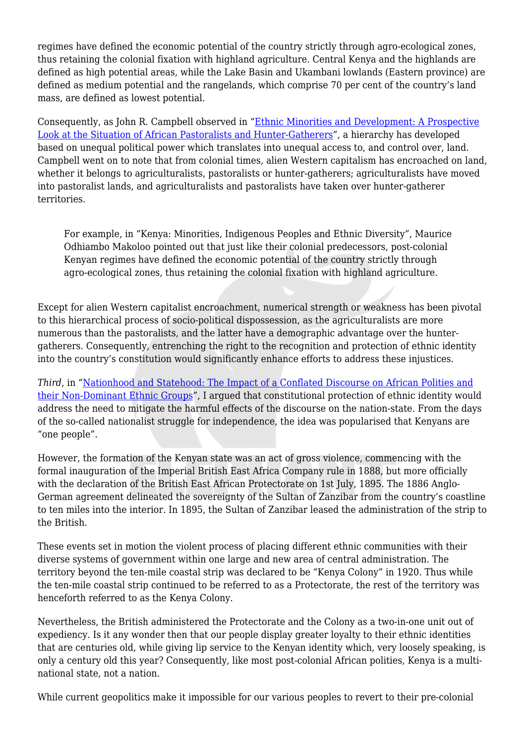regimes have defined the economic potential of the country strictly through agro-ecological zones, thus retaining the colonial fixation with highland agriculture. Central Kenya and the highlands are defined as high potential areas, while the Lake Basin and Ukambani lowlands (Eastern province) are defined as medium potential and the rangelands, which comprise 70 per cent of the country's land mass, are defined as lowest potential.

Consequently, as John R. Campbell observed in "[Ethnic Minorities and Development: A Prospective Look at the Situation of African Pastoralists and Hunter-Gatherers]", a hierarchy has developed based on unequal political power which translates into unequal access to, and control over, land. Campbell went on to note that from colonial times, alien Western capitalism has encroached on land, whether it belongs to agriculturalists, pastoralists or hunter-gatherers; agriculturalists have moved into pastoralist lands, and agriculturalists and pastoralists have taken over hunter-gatherer territories.

> For example, in "Kenya: Minorities, Indigenous Peoples and Ethnic Diversity", Maurice Odhiambo Makoloo pointed out that just like their colonial predecessors, post-colonial Kenyan regimes have defined the economic potential of the country strictly through agro-ecological zones, thus retaining the colonial fixation with highland agriculture.

Except for alien Western capitalist encroachment, numerical strength or weakness has been pivotal to this hierarchical process of socio-political dispossession, as the agriculturalists are more numerous than the pastoralists, and the latter have a demographic advantage over the hunter-gatherers. Consequently, entrenching the right to the recognition and protection of ethnic identity into the country's constitution would significantly enhance efforts to address these injustices.

*Third*, in "[Nationhood and Statehood: The Impact of a Conflated Discourse on African Polities and their Non-Dominant Ethnic Groups]", I argued that constitutional protection of ethnic identity would address the need to mitigate the harmful effects of the discourse on the nation-state. From the days of the so-called nationalist struggle for independence, the idea was popularised that Kenyans are "one people".

However, the formation of the Kenyan state was an act of gross violence, commencing with the formal inauguration of the Imperial British East Africa Company rule in 1888, but more officially with the declaration of the British East African Protectorate on 1st July, 1895. The 1886 Anglo-German agreement delineated the sovereignty of the Sultan of Zanzibar from the country's coastline to ten miles into the interior. In 1895, the Sultan of Zanzibar leased the administration of the strip to the British.

These events set in motion the violent process of placing different ethnic communities with their diverse systems of government within one large and new area of central administration. The territory beyond the ten-mile coastal strip was declared to be "Kenya Colony" in 1920. Thus while the ten-mile coastal strip continued to be referred to as a Protectorate, the rest of the territory was henceforth referred to as the Kenya Colony.

Nevertheless, the British administered the Protectorate and the Colony as a two-in-one unit out of expediency. Is it any wonder then that our people display greater loyalty to their ethnic identities that are centuries old, while giving lip service to the Kenyan identity which, very loosely speaking, is only a century old this year? Consequently, like most post-colonial African polities, Kenya is a multi-national state, not a nation.

While current geopolitics make it impossible for our various peoples to revert to their pre-colonial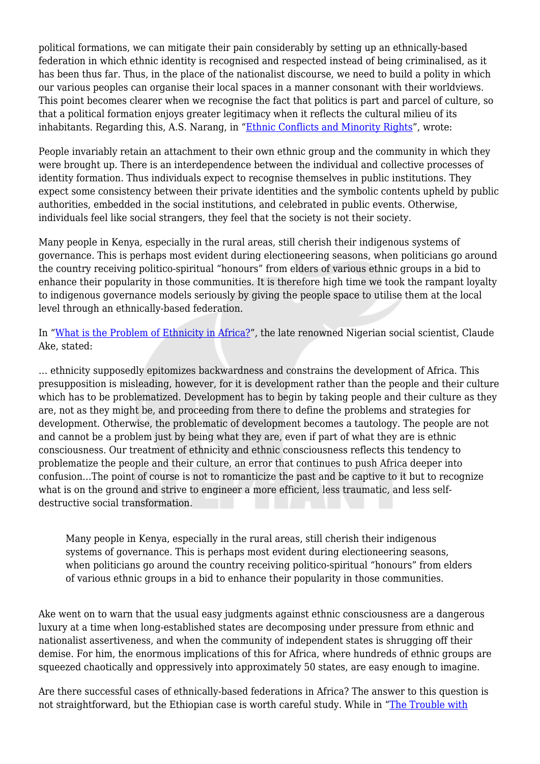political formations, we can mitigate their pain considerably by setting up an ethnically-based federation in which ethnic identity is recognised and respected instead of being criminalised, as it has been thus far. Thus, in the place of the nationalist discourse, we need to build a polity in which our various peoples can organise their local spaces in a manner consonant with their worldviews. This point becomes clearer when we recognise the fact that politics is part and parcel of culture, so that a political formation enjoys greater legitimacy when it reflects the cultural milieu of its inhabitants. Regarding this, A.S. Narang, in "[Ethnic Conflicts and Minority Rights]()", wrote:

People invariably retain an attachment to their own ethnic group and the community in which they were brought up. There is an interdependence between the individual and collective processes of identity formation. Thus individuals expect to recognise themselves in public institutions. They expect some consistency between their private identities and the symbolic contents upheld by public authorities, embedded in the social institutions, and celebrated in public events. Otherwise, individuals feel like social strangers, they feel that the society is not their society.

Many people in Kenya, especially in the rural areas, still cherish their indigenous systems of governance. This is perhaps most evident during electioneering seasons, when politicians go around the country receiving politico-spiritual "honours" from elders of various ethnic groups in a bid to enhance their popularity in those communities. It is therefore high time we took the rampant loyalty to indigenous governance models seriously by giving the people space to utilise them at the local level through an ethnically-based federation.

In "[What is the Problem of Ethnicity in Africa?]()", the late renowned Nigerian social scientist, Claude Ake, stated:

… ethnicity supposedly epitomizes backwardness and constrains the development of Africa. This presupposition is misleading, however, for it is development rather than the people and their culture which has to be problematized. Development has to begin by taking people and their culture as they are, not as they might be, and proceeding from there to define the problems and strategies for development. Otherwise, the problematic of development becomes a tautology. The people are not and cannot be a problem just by being what they are, even if part of what they are is ethnic consciousness. Our treatment of ethnicity and ethnic consciousness reflects this tendency to problematize the people and their culture, an error that continues to push Africa deeper into confusion…The point of course is not to romanticize the past and be captive to it but to recognize what is on the ground and strive to engineer a more efficient, less traumatic, and less self-destructive social transformation.

> Many people in Kenya, especially in the rural areas, still cherish their indigenous systems of governance. This is perhaps most evident during electioneering seasons, when politicians go around the country receiving politico-spiritual "honours" from elders of various ethnic groups in a bid to enhance their popularity in those communities.

Ake went on to warn that the usual easy judgments against ethnic consciousness are a dangerous luxury at a time when long-established states are decomposing under pressure from ethnic and nationalist assertiveness, and when the community of independent states is shrugging off their demise. For him, the enormous implications of this for Africa, where hundreds of ethnic groups are squeezed chaotically and oppressively into approximately 50 states, are easy enough to imagine.

Are there successful cases of ethnically-based federations in Africa? The answer to this question is not straightforward, but the Ethiopian case is worth careful study. While in "[The Trouble with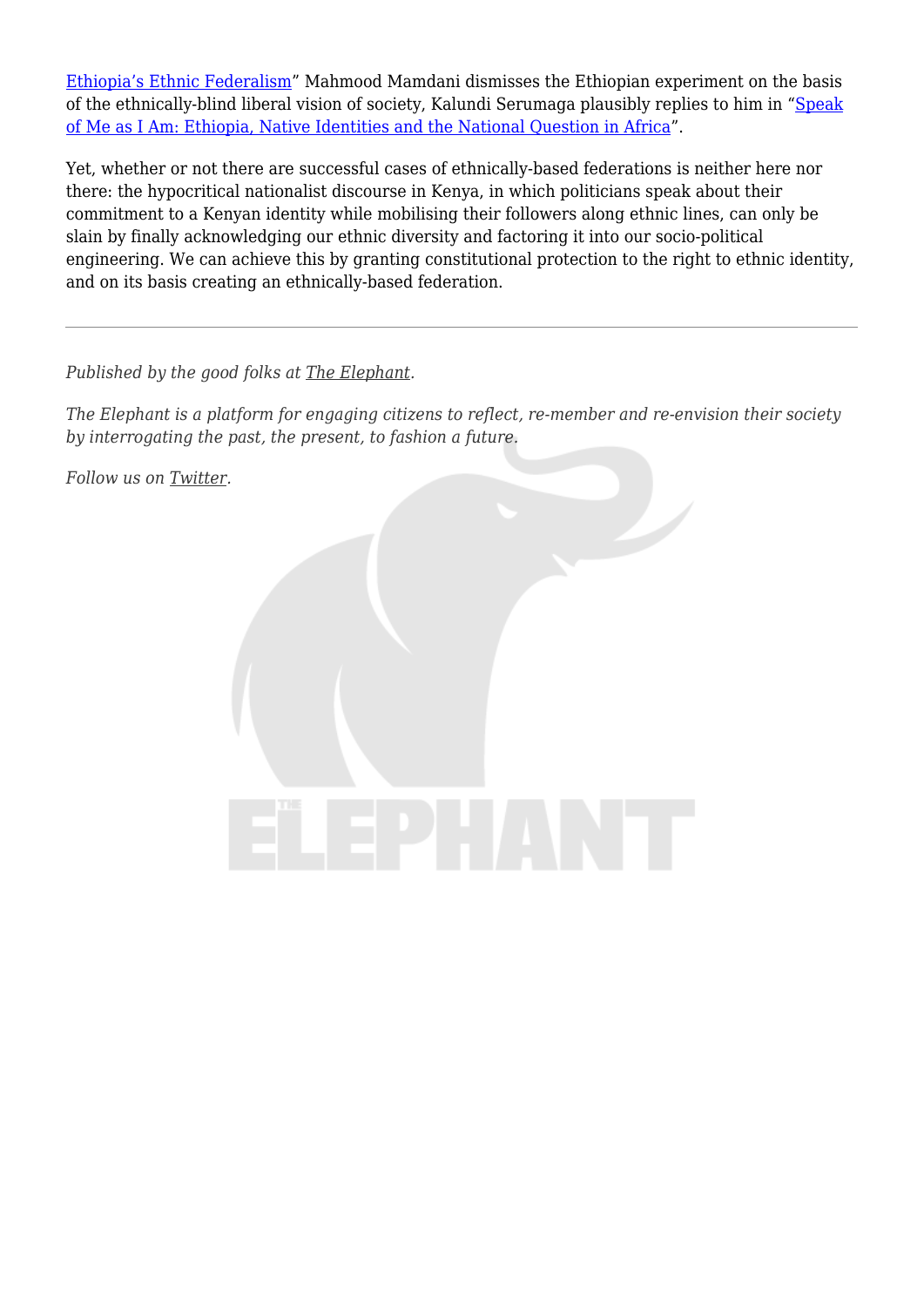Ethiopia's Ethnic Federalism" Mahmood Mamdani dismisses the Ethiopian experiment on the basis of the ethnically-blind liberal vision of society, Kalundi Serumaga plausibly replies to him in "Speak of Me as I Am: Ethiopia, Native Identities and the National Question in Africa".

Yet, whether or not there are successful cases of ethnically-based federations is neither here nor there: the hypocritical nationalist discourse in Kenya, in which politicians speak about their commitment to a Kenyan identity while mobilising their followers along ethnic lines, can only be slain by finally acknowledging our ethnic diversity and factoring it into our socio-political engineering. We can achieve this by granting constitutional protection to the right to ethnic identity, and on its basis creating an ethnically-based federation.

---

*Published by the good folks at The Elephant.*

*The Elephant is a platform for engaging citizens to reflect, re-member and re-envision their society by interrogating the past, the present, to fashion a future.*

*Follow us on Twitter.*